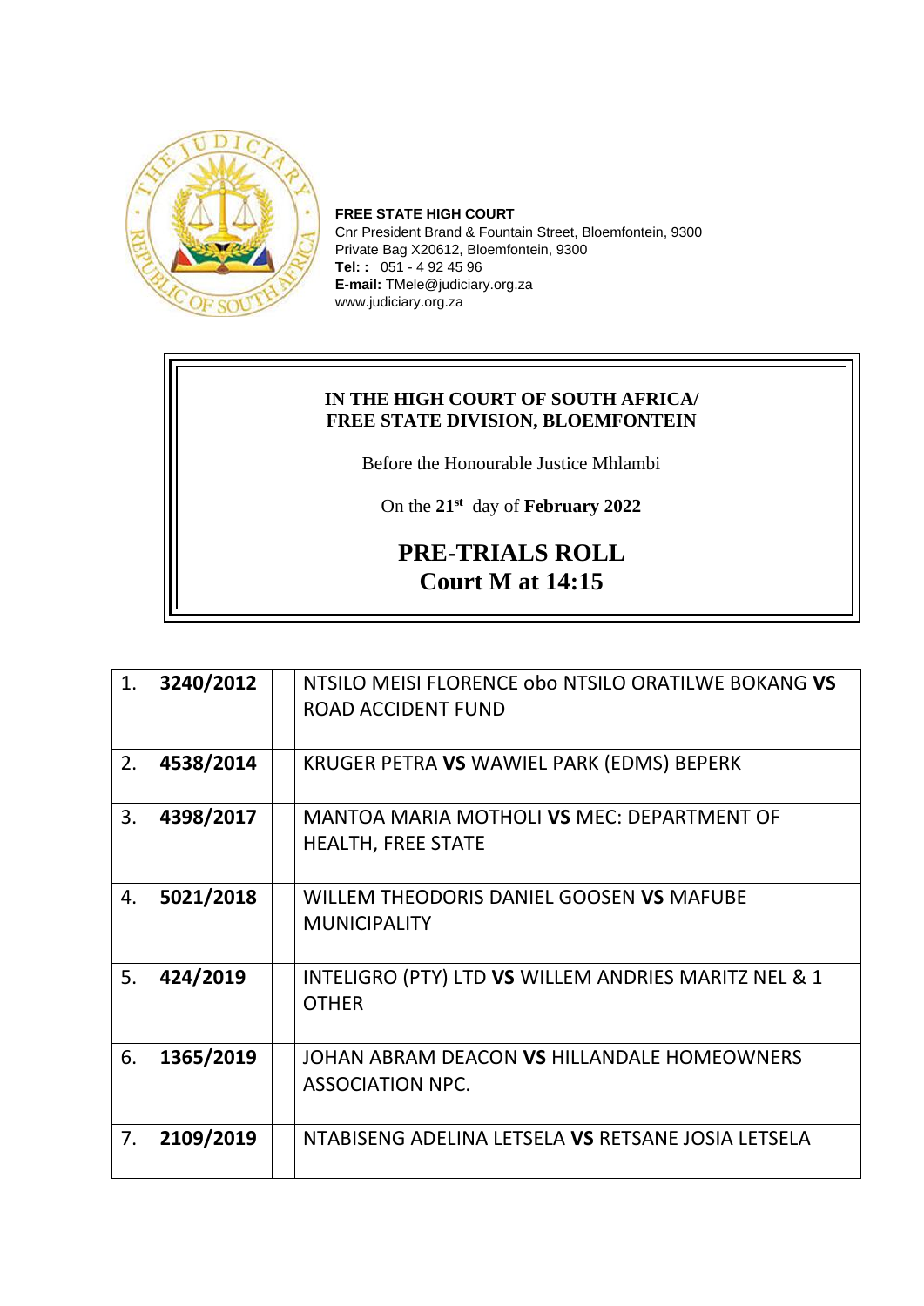**FREE STATE HIGH COURT**
Cnr President Brand & Fountain Street, Bloemfontein, 9300
Private Bag X20612, Bloemfontein, 9300
**Tel: :** 051 - 4 92 45 96
**E-mail:** TMele@judiciary.org.za
www.judiciary.org.za

**IN THE HIGH COURT OF SOUTH AFRICA/**
**FREE STATE DIVISION, BLOEMFONTEIN**

Before the Honourable Justice Mhlambi

On the **21st** day of **February 2022**

## PRE-TRIALS ROLL
## Court M at 14:15

| | | | |
|---|---|---|---|
| 1. | **3240/2012** | | NTSILO MEISI FLORENCE obo NTSILO ORATILWE BOKANG **VS** ROAD ACCIDENT FUND |
| 2. | **4538/2014** | | KRUGER PETRA **VS** WAWIEL PARK (EDMS) BEPERK |
| 3. | **4398/2017** | | MANTOA MARIA MOTHOLI **VS** MEC: DEPARTMENT OF HEALTH, FREE STATE |
| 4. | **5021/2018** | | WILLEM THEODORIS DANIEL GOOSEN **VS** MAFUBE MUNICIPALITY |
| 5. | **424/2019** | | INTELIGRO (PTY) LTD **VS** WILLEM ANDRIES MARITZ NEL & 1 OTHER |
| 6. | **1365/2019** | | JOHAN ABRAM DEACON **VS** HILLANDALE HOMEOWNERS ASSOCIATION NPC. |
| 7. | **2109/2019** | | NTABISENG ADELINA LETSELA **VS** RETSANE JOSIA LETSELA |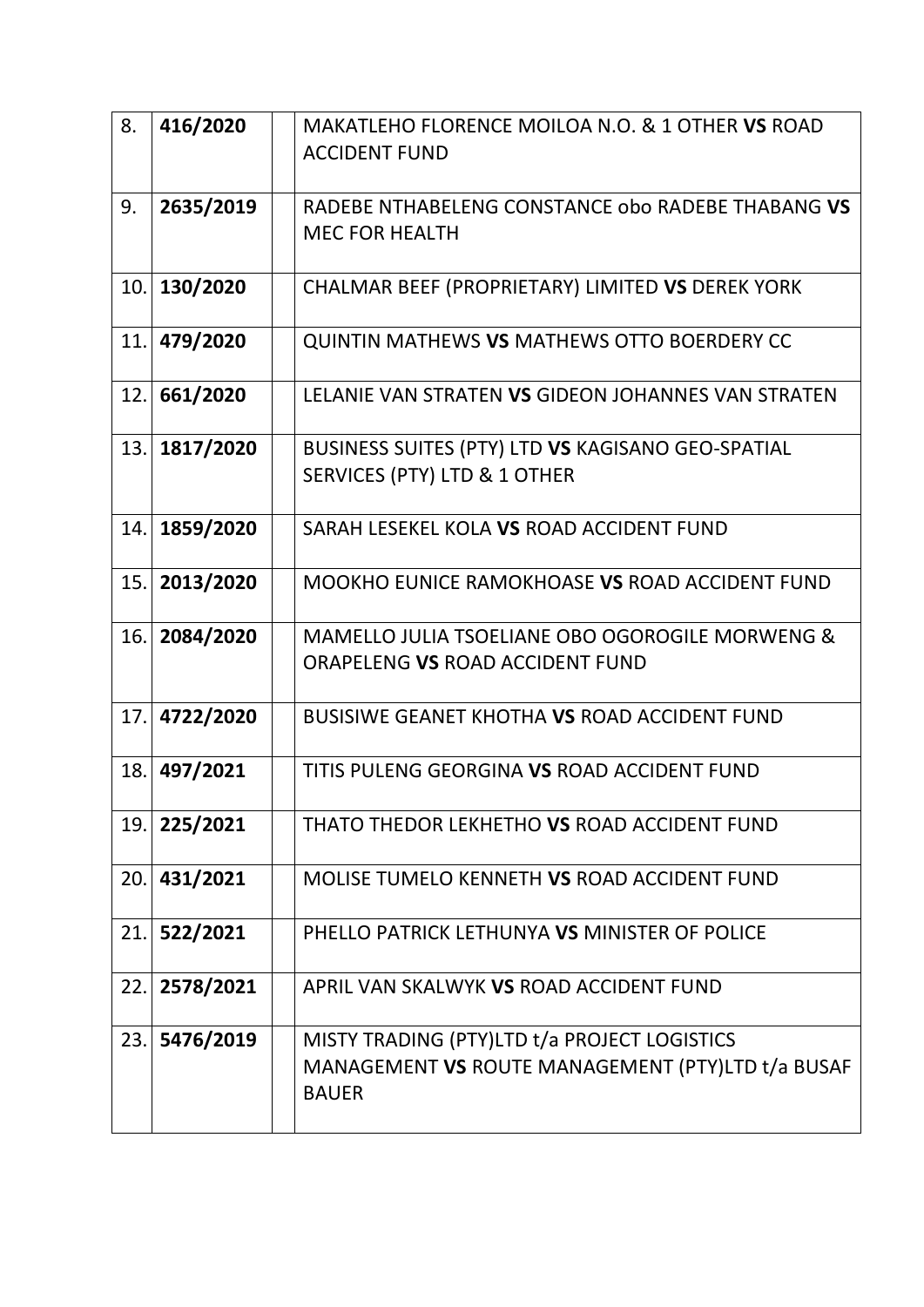| | | | |
|---|---|---|---|
| 8. | **416/2020** | | MAKATLEHO FLORENCE MOILOA N.O. & 1 OTHER **VS** ROAD ACCIDENT FUND |
| 9. | **2635/2019** | | RADEBE NTHABELENG CONSTANCE obo RADEBE THABANG **VS** MEC FOR HEALTH |
| 10. | **130/2020** | | CHALMAR BEEF (PROPRIETARY) LIMITED **VS** DEREK YORK |
| 11. | **479/2020** | | QUINTIN MATHEWS **VS** MATHEWS OTTO BOERDERY CC |
| 12. | **661/2020** | | LELANIE VAN STRATEN **VS** GIDEON JOHANNES VAN STRATEN |
| 13. | **1817/2020** | | BUSINESS SUITES (PTY) LTD **VS** KAGISANO GEO-SPATIAL SERVICES (PTY) LTD & 1 OTHER |
| 14. | **1859/2020** | | SARAH LESEKEL KOLA **VS** ROAD ACCIDENT FUND |
| 15. | **2013/2020** | | MOOKHO EUNICE RAMOKHOASE **VS** ROAD ACCIDENT FUND |
| 16. | **2084/2020** | | MAMELLO JULIA TSOELIANE OBO OGOROGILE MORWENG & ORAPELENG **VS** ROAD ACCIDENT FUND |
| 17. | **4722/2020** | | BUSISIWE GEANET KHOTHA **VS** ROAD ACCIDENT FUND |
| 18. | **497/2021** | | TITIS PULENG GEORGINA **VS** ROAD ACCIDENT FUND |
| 19. | **225/2021** | | THATO THEDOR LEKHETHO **VS** ROAD ACCIDENT FUND |
| 20. | **431/2021** | | MOLISE TUMELO KENNETH **VS** ROAD ACCIDENT FUND |
| 21. | **522/2021** | | PHELLO PATRICK LETHUNYA **VS** MINISTER OF POLICE |
| 22. | **2578/2021** | | APRIL VAN SKALWYK **VS** ROAD ACCIDENT FUND |
| 23. | **5476/2019** | | MISTY TRADING (PTY)LTD t/a PROJECT LOGISTICS MANAGEMENT **VS** ROUTE MANAGEMENT (PTY)LTD t/a BUSAF BAUER |